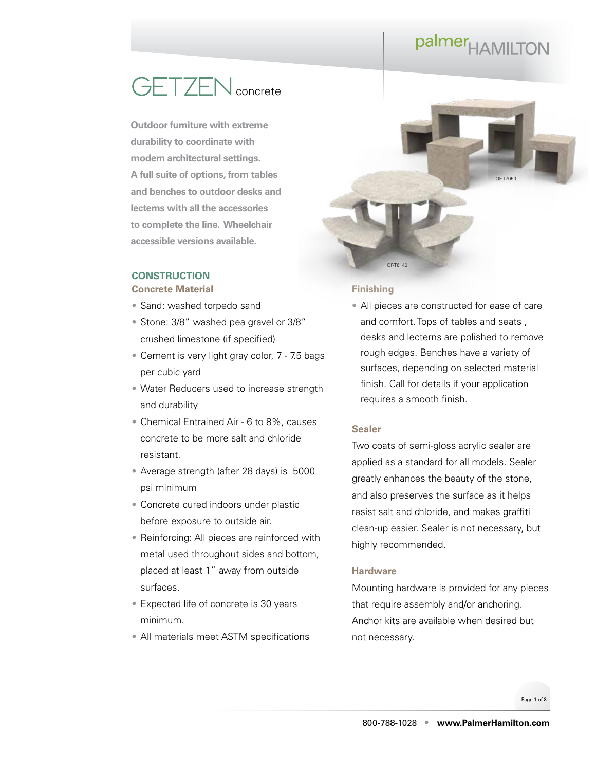palmer HAMILTON

# GETZEN concrete

**Outdoor furniture with extreme durability to coordinate with modern architectural settings. A full suite of options, from tables and benches to outdoor desks and lecterns with all the accessories to complete the line. Wheelchair accessible versions available.**

OF-T7050

OF-T6140

## CONSTRUCTION

### Concrete Material

- Sand: washed torpedo sand
- Stone: 3/8" washed pea gravel or 3/8" crushed limestone (if specified)
- Cement is very light gray color, 7 - 7.5 bags per cubic yard
- Water Reducers used to increase strength and durability
- Chemical Entrained Air - 6 to 8%, causes concrete to be more salt and chloride resistant.
- Average strength (after 28 days) is 5000 psi minimum
- Concrete cured indoors under plastic before exposure to outside air.
- Reinforcing: All pieces are reinforced with metal used throughout sides and bottom, placed at least 1" away from outside surfaces.
- Expected life of concrete is 30 years minimum.
- All materials meet ASTM specifications

### Finishing

- All pieces are constructed for ease of care and comfort. Tops of tables and seats , desks and lecterns are polished to remove rough edges. Benches have a variety of surfaces, depending on selected material finish. Call for details if your application requires a smooth finish.

### Sealer

Two coats of semi-gloss acrylic sealer are applied as a standard for all models. Sealer greatly enhances the beauty of the stone, and also preserves the surface as it helps resist salt and chloride, and makes graffiti clean-up easier. Sealer is not necessary, but highly recommended.

### Hardware

Mounting hardware is provided for any pieces that require assembly and/or anchoring. Anchor kits are available when desired but not necessary.

800-788-1028 • **www.PalmerHamilton.com**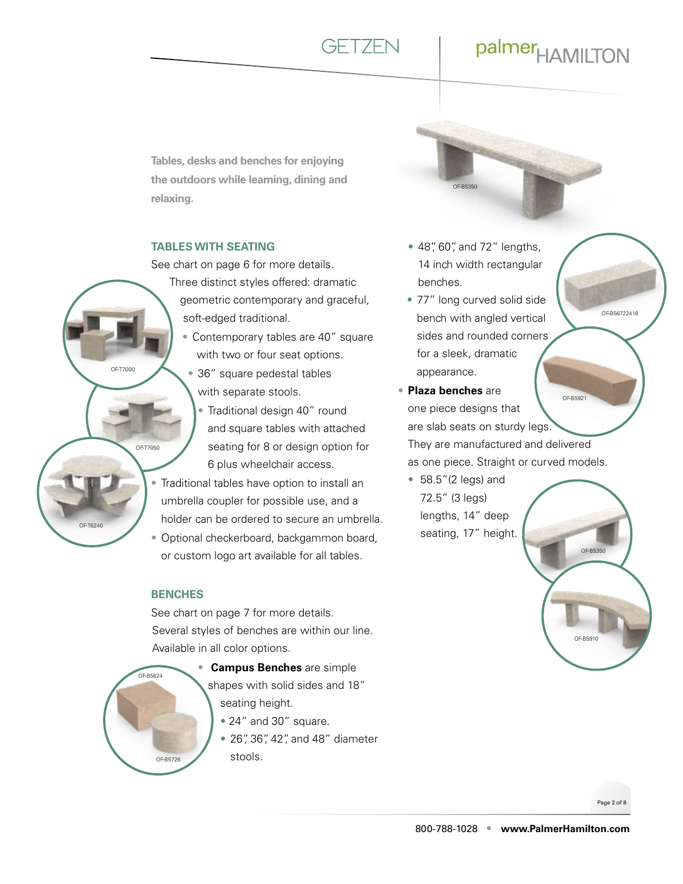Tables, desks and benches for enjoying the outdoors while learning, dining and relaxing.

## TABLES WITH SEATING

See chart on page 6 for more details.

Three distinct styles offered: dramatic geometric contemporary and graceful, soft-edged traditional.

- Contemporary tables are 40" square with two or four seat options.
- 36" square pedestal tables with separate stools.
- Traditional design 40" round and square tables with attached seating for 8 or design option for 6 plus wheelchair access.
- Traditional tables have option to install an umbrella coupler for possible use, and a holder can be ordered to secure an umbrella.
- Optional checkerboard, backgammon board, or custom logo art available for all tables.

OF-T7000

OF-T7050

OF-T6240

## BENCHES

See chart on page 7 for more details.

Several styles of benches are within our line. Available in all color options.

- **Campus Benches** are simple shapes with solid sides and 18" seating height.
  - 24" and 30" square.
  - 26", 36", 42", and 48" diameter stools.

OF-B5624

OF-B5726

OF-B5350

- 48", 60", and 72" lengths, 14 inch width rectangular benches.
- 77" long curved solid side bench with angled vertical sides and rounded corners for a sleek, dramatic appearance.

OF-B56722418

OF-B5921

- **Plaza benches** are one piece designs that are slab seats on sturdy legs. They are manufactured and delivered as one piece. Straight or curved models.
  - 58.5" (2 legs) and 72.5" (3 legs) lengths, 14" deep seating, 17" height.

OF-B5350

OF-B5910

800-788-1028 • www.PalmerHamilton.com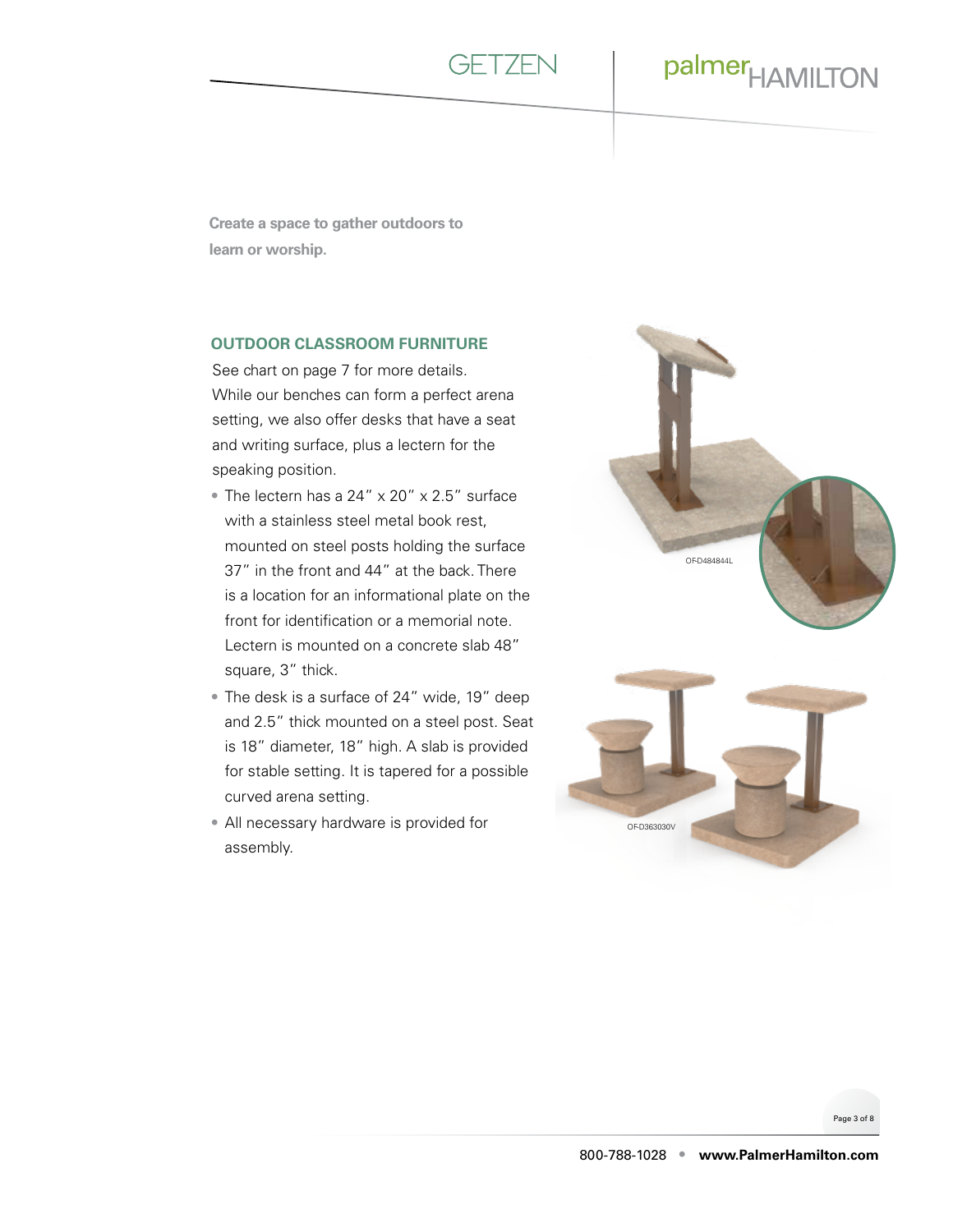Create a space to gather outdoors to learn or worship.

## OUTDOOR CLASSROOM FURNITURE

See chart on page 7 for more details.
While our benches can form a perfect arena setting, we also offer desks that have a seat and writing surface, plus a lectern for the speaking position.

- The lectern has a 24″ x 20″ x 2.5″ surface with a stainless steel metal book rest, mounted on steel posts holding the surface 37″ in the front and 44″ at the back. There is a location for an informational plate on the front for identification or a memorial note. Lectern is mounted on a concrete slab 48″ square, 3″ thick.
- The desk is a surface of 24″ wide, 19″ deep and 2.5″ thick mounted on a steel post. Seat is 18″ diameter, 18″ high. A slab is provided for stable setting. It is tapered for a possible curved arena setting.
- All necessary hardware is provided for assembly.

OF-D484844L

OF-D363030V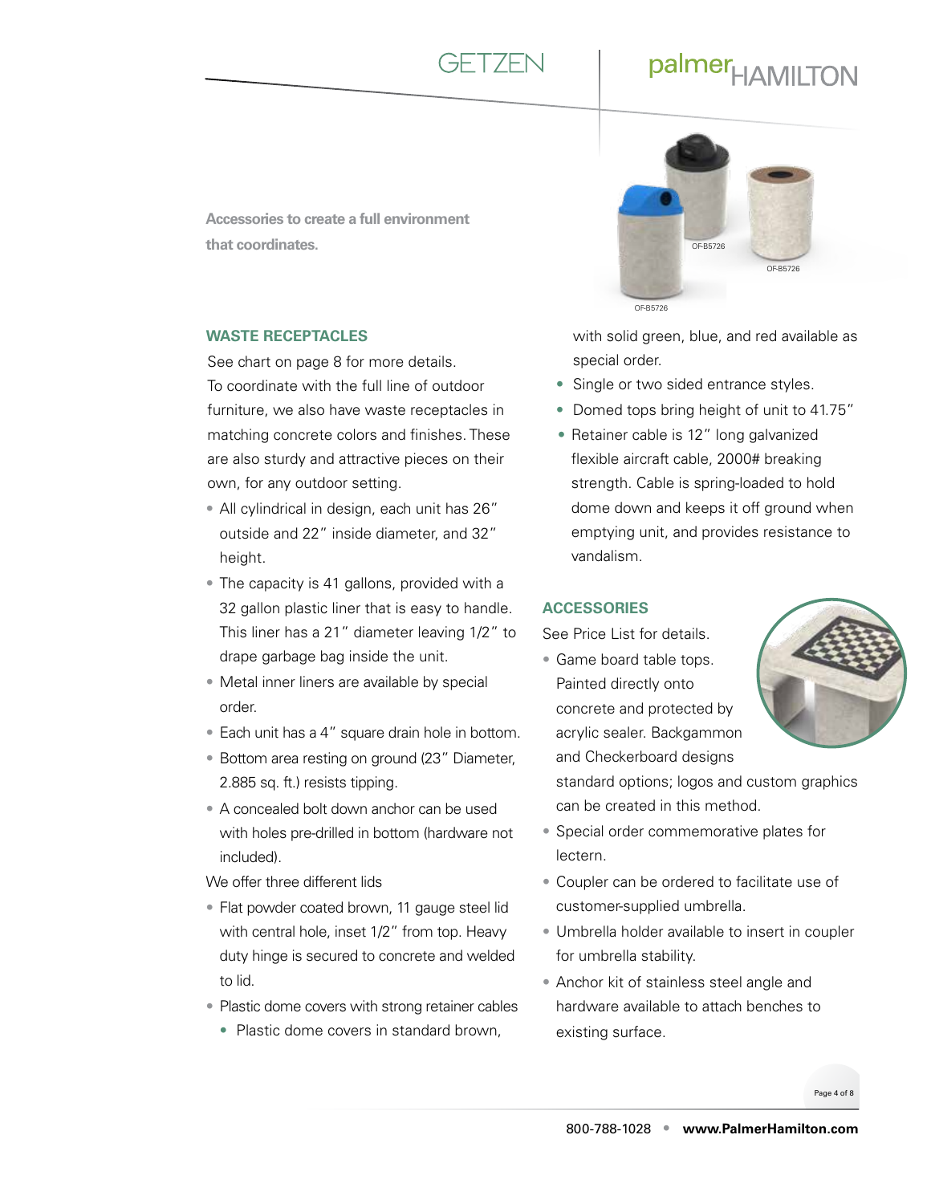Accessories to create a full environment that coordinates.

OF-B5726

OF-B5726

OF-B5726

## WASTE RECEPTACLES

See chart on page 8 for more details.

To coordinate with the full line of outdoor furniture, we also have waste receptacles in matching concrete colors and finishes. These are also sturdy and attractive pieces on their own, for any outdoor setting.

- All cylindrical in design, each unit has 26" outside and 22" inside diameter, and 32" height.
- The capacity is 41 gallons, provided with a 32 gallon plastic liner that is easy to handle. This liner has a 21" diameter leaving 1/2" to drape garbage bag inside the unit.
- Metal inner liners are available by special order.
- Each unit has a 4" square drain hole in bottom.
- Bottom area resting on ground (23" Diameter, 2.885 sq. ft.) resists tipping.
- A concealed bolt down anchor can be used with holes pre-drilled in bottom (hardware not included).

We offer three different lids

- Flat powder coated brown, 11 gauge steel lid with central hole, inset 1/2" from top. Heavy duty hinge is secured to concrete and welded to lid.
- Plastic dome covers with strong retainer cables
  - Plastic dome covers in standard brown, with solid green, blue, and red available as special order.
  - Single or two sided entrance styles.
  - Domed tops bring height of unit to 41.75"
  - Retainer cable is 12" long galvanized flexible aircraft cable, 2000# breaking strength. Cable is spring-loaded to hold dome down and keeps it off ground when emptying unit, and provides resistance to vandalism.

## ACCESSORIES

See Price List for details.

- Game board table tops. Painted directly onto concrete and protected by acrylic sealer. Backgammon and Checkerboard designs standard options; logos and custom graphics can be created in this method.
- Special order commemorative plates for lectern.
- Coupler can be ordered to facilitate use of customer-supplied umbrella.
- Umbrella holder available to insert in coupler for umbrella stability.
- Anchor kit of stainless steel angle and hardware available to attach benches to existing surface.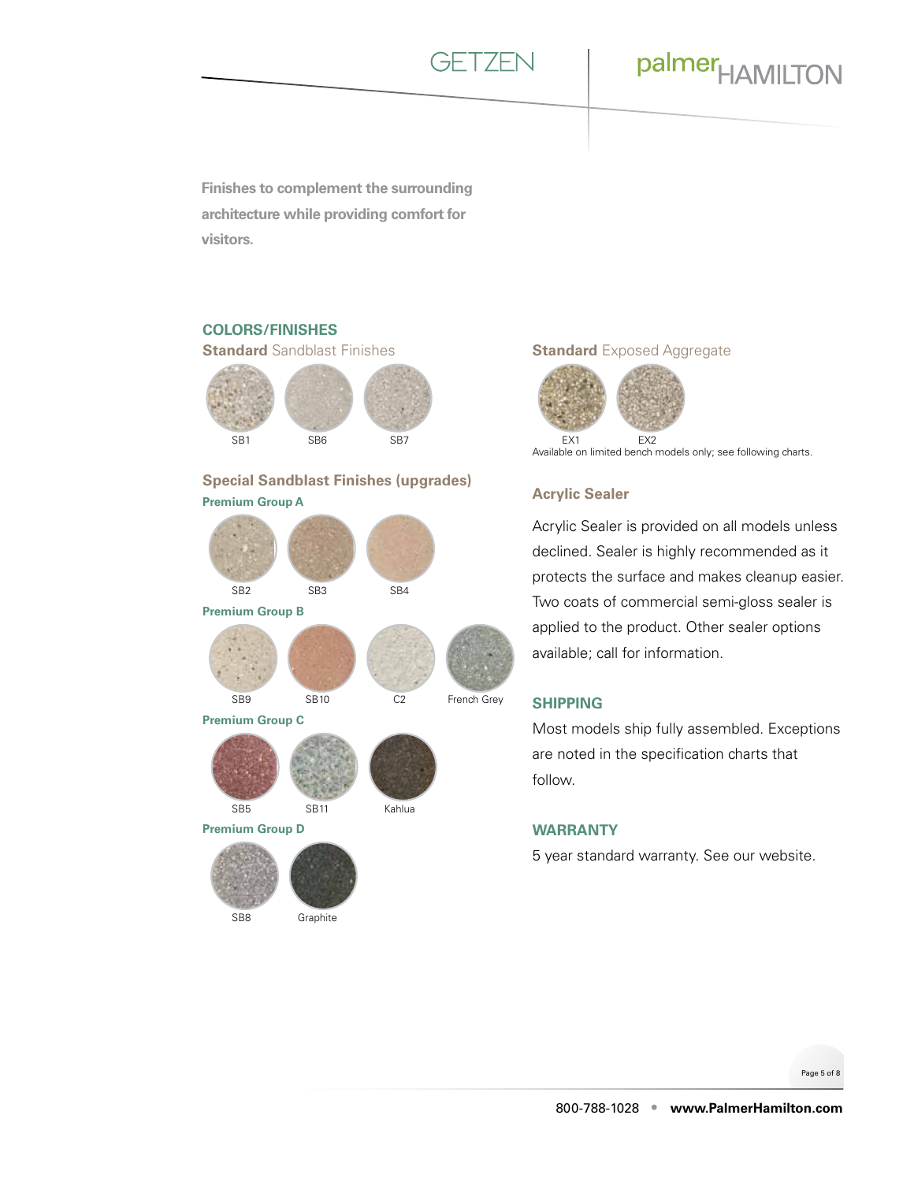GETZEN

palmerHAMILTON

**Finishes to complement the surrounding architecture while providing comfort for visitors.**

## COLORS/FINISHES

### **Standard** Sandblast Finishes

SB1 SB6 SB7

### Special Sandblast Finishes (upgrades)

**Premium Group A**

SB2 SB3 SB4

**Premium Group B**

SB9 SB10 C2 French Grey

**Premium Group C**

SB5 SB11 Kahlua

**Premium Group D**

SB8 Graphite

### **Standard** Exposed Aggregate

EX1 EX2

Available on limited bench models only; see following charts.

### Acrylic Sealer

Acrylic Sealer is provided on all models unless declined. Sealer is highly recommended as it protects the surface and makes cleanup easier. Two coats of commercial semi-gloss sealer is applied to the product. Other sealer options available; call for information.

## SHIPPING

Most models ship fully assembled. Exceptions are noted in the specification charts that follow.

## WARRANTY

5 year standard warranty. See our website.

800-788-1028 • **www.PalmerHamilton.com**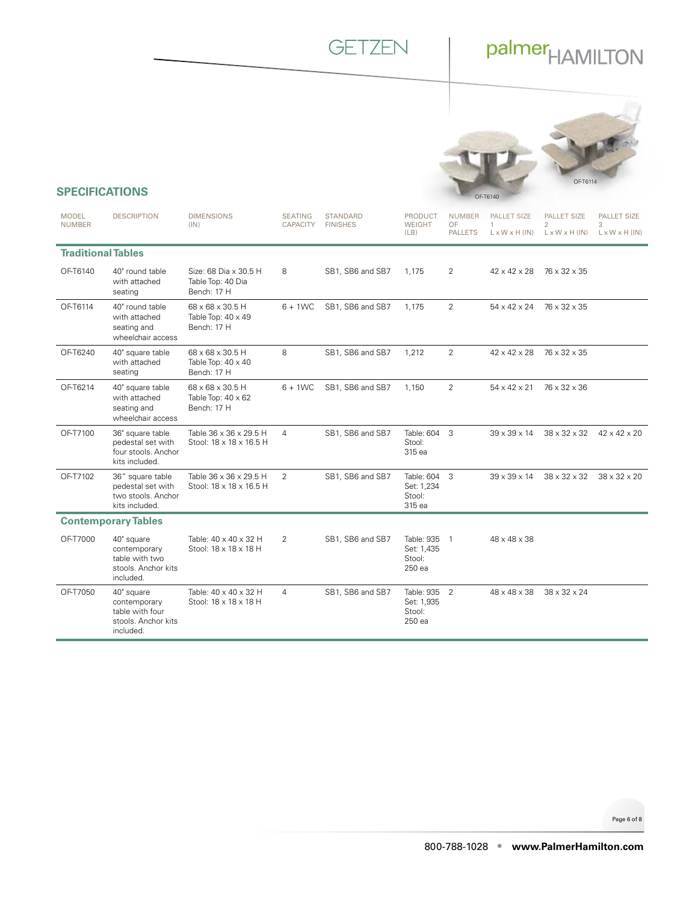GETZEN | palmerHAMILTON

OF-T6140 OF-T6114

## SPECIFICATIONS

| MODEL NUMBER | DESCRIPTION | DIMENSIONS (IN) | SEATING CAPACITY | STANDARD FINISHES | PRODUCT WEIGHT (LB) | NUMBER OF PALLETS | PALLET SIZE 1 L x W x H (IN) | PALLET SIZE 2 L x W x H (IN) | PALLET SIZE 3 L x W x H (IN) |
|---|---|---|---|---|---|---|---|---|---|
| **Traditional Tables** | | | | | | | | | |
| OF-T6140 | 40" round table with attached seating | Size: 68 Dia x 30.5 H Table Top: 40 Dia Bench: 17 H | 8 | SB1, SB6 and SB7 | 1,175 | 2 | 42 x 42 x 28 | 76 x 32 x 35 | |
| OF-T6114 | 40" round table with attached seating and wheelchair access | 68 x 68 x 30.5 H Table Top: 40 x 49 Bench: 17 H | 6 + 1WC | SB1, SB6 and SB7 | 1,175 | 2 | 54 x 42 x 24 | 76 x 32 x 35 | |
| OF-T6240 | 40" square table with attached seating | 68 x 68 x 30.5 H Table Top: 40 x 40 Bench: 17 H | 8 | SB1, SB6 and SB7 | 1,212 | 2 | 42 x 42 x 28 | 76 x 32 x 35 | |
| OF-T6214 | 40" square table with attached seating and wheelchair access | 68 x 68 x 30.5 H Table Top: 40 x 62 Bench: 17 H | 6 + 1WC | SB1, SB6 and SB7 | 1,150 | 2 | 54 x 42 x 21 | 76 x 32 x 36 | |
| OF-T7100 | 36" square table pedestal set with four stools. Anchor kits included. | Table 36 x 36 x 29.5 H Stool: 18 x 18 x 16.5 H | 4 | SB1, SB6 and SB7 | Table: 604 Stool: 315 ea | 3 | 39 x 39 x 14 | 38 x 32 x 32 | 42 x 42 x 20 |
| OF-T7102 | 36" square table pedestal set with two stools. Anchor kits included. | Table 36 x 36 x 29.5 H Stool: 18 x 18 x 16.5 H | 2 | SB1, SB6 and SB7 | Table: 604 Set: 1,234 Stool: 315 ea | 3 | 39 x 39 x 14 | 38 x 32 x 32 | 38 x 32 x 20 |
| **Contemporary Tables** | | | | | | | | | |
| OF-T7000 | 40" square contemporary table with two stools. Anchor kits included. | Table: 40 x 40 x 32 H Stool: 18 x 18 x 18 H | 2 | SB1, SB6 and SB7 | Table: 935 Set: 1,435 Stool: 250 ea | 1 | 48 x 48 x 38 | | |
| OF-T7050 | 40" square contemporary table with four stools. Anchor kits included. | Table: 40 x 40 x 32 H Stool: 18 x 18 x 18 H | 4 | SB1, SB6 and SB7 | Table: 935 Set: 1,935 Stool: 250 ea | 2 | 48 x 48 x 38 | 38 x 32 x 24 | |

800-788-1028 • www.PalmerHamilton.com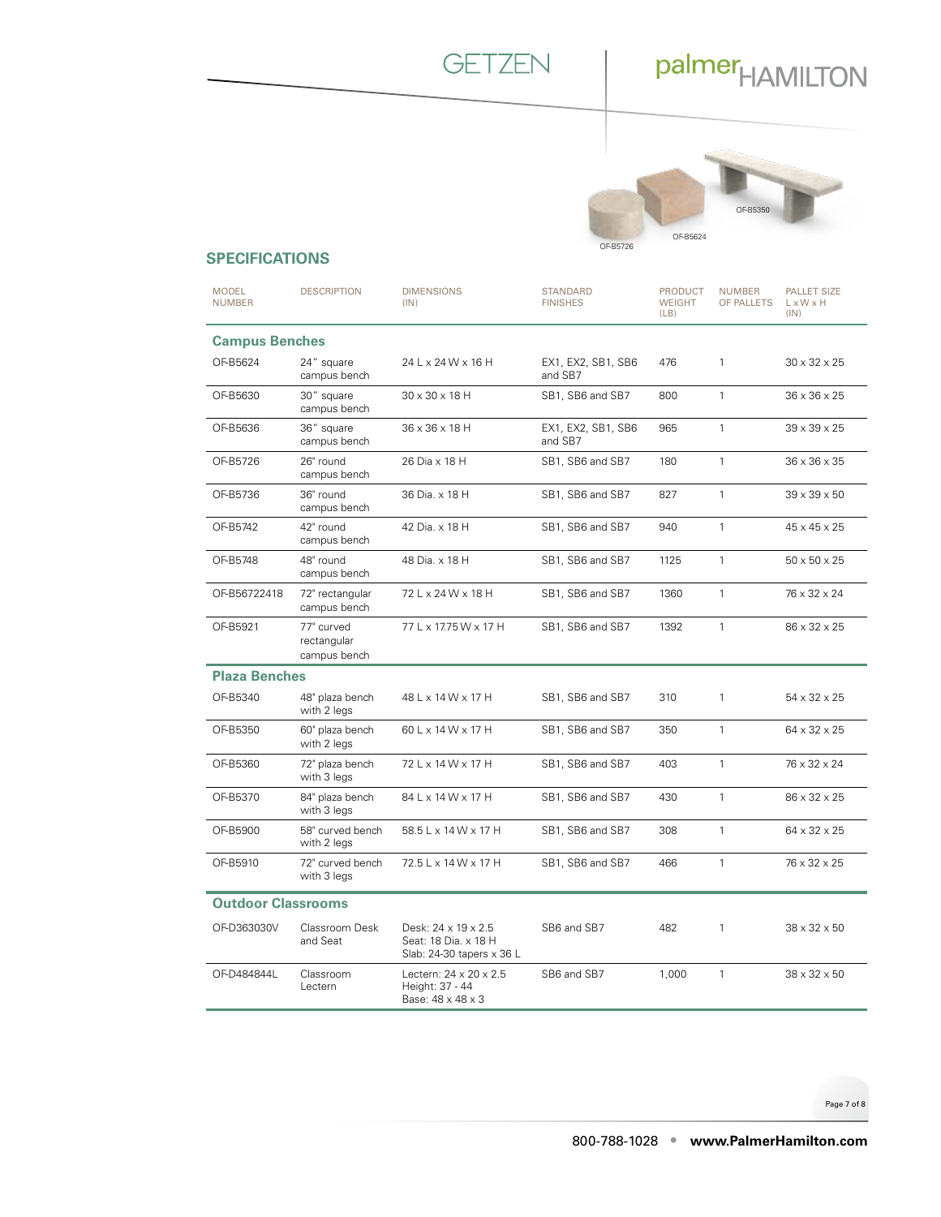GETZEN | palmerHAMILTON

OF-B5726 OF-B5624 OF-B5350

## SPECIFICATIONS

| MODEL NUMBER | DESCRIPTION | DIMENSIONS (IN) | STANDARD FINISHES | PRODUCT WEIGHT (LB) | NUMBER OF PALLETS | PALLET SIZE L x W x H (IN) |
|---|---|---|---|---|---|---|
| **Campus Benches** | | | | | | |
| OF-B5624 | 24" square campus bench | 24 L x 24 W x 16 H | EX1, EX2, SB1, SB6 and SB7 | 476 | 1 | 30 x 32 x 25 |
| OF-B5630 | 30" square campus bench | 30 x 30 x 18 H | SB1, SB6 and SB7 | 800 | 1 | 36 x 36 x 25 |
| OF-B5636 | 36" square campus bench | 36 x 36 x 18 H | EX1, EX2, SB1, SB6 and SB7 | 965 | 1 | 39 x 39 x 25 |
| OF-B5726 | 26" round campus bench | 26 Dia x 18 H | SB1, SB6 and SB7 | 180 | 1 | 36 x 36 x 35 |
| OF-B5736 | 36" round campus bench | 36 Dia. x 18 H | SB1, SB6 and SB7 | 827 | 1 | 39 x 39 x 50 |
| OF-B5742 | 42" round campus bench | 42 Dia. x 18 H | SB1, SB6 and SB7 | 940 | 1 | 45 x 45 x 25 |
| OF-B5748 | 48" round campus bench | 48 Dia. x 18 H | SB1, SB6 and SB7 | 1125 | 1 | 50 x 50 x 25 |
| OF-B56722418 | 72" rectangular campus bench | 72 L x 24 W x 18 H | SB1, SB6 and SB7 | 1360 | 1 | 76 x 32 x 24 |
| OF-B5921 | 77" curved rectangular campus bench | 77 L x 17.75 W x 17 H | SB1, SB6 and SB7 | 1392 | 1 | 86 x 32 x 25 |
| **Plaza Benches** | | | | | | |
| OF-B5340 | 48" plaza bench with 2 legs | 48 L x 14 W x 17 H | SB1, SB6 and SB7 | 310 | 1 | 54 x 32 x 25 |
| OF-B5350 | 60" plaza bench with 2 legs | 60 L x 14 W x 17 H | SB1, SB6 and SB7 | 350 | 1 | 64 x 32 x 25 |
| OF-B5360 | 72" plaza bench with 3 legs | 72 L x 14 W x 17 H | SB1, SB6 and SB7 | 403 | 1 | 76 x 32 x 24 |
| OF-B5370 | 84" plaza bench with 3 legs | 84 L x 14 W x 17 H | SB1, SB6 and SB7 | 430 | 1 | 86 x 32 x 25 |
| OF-B5900 | 58" curved bench with 2 legs | 58.5 L x 14 W x 17 H | SB1, SB6 and SB7 | 308 | 1 | 64 x 32 x 25 |
| OF-B5910 | 72" curved bench with 3 legs | 72.5 L x 14 W x 17 H | SB1, SB6 and SB7 | 466 | 1 | 76 x 32 x 25 |
| **Outdoor Classrooms** | | | | | | |
| OF-D363030V | Classroom Desk and Seat | Desk: 24 x 19 x 2.5<br>Seat: 18 Dia. x 18 H<br>Slab: 24-30 tapers x 36 L | SB6 and SB7 | 482 | 1 | 38 x 32 x 50 |
| OF-D484844L | Classroom Lectern | Lectern: 24 x 20 x 2.5<br>Height: 37 - 44<br>Base: 48 x 48 x 3 | SB6 and SB7 | 1,000 | 1 | 38 x 32 x 50 |

800-788-1028 • **www.PalmerHamilton.com**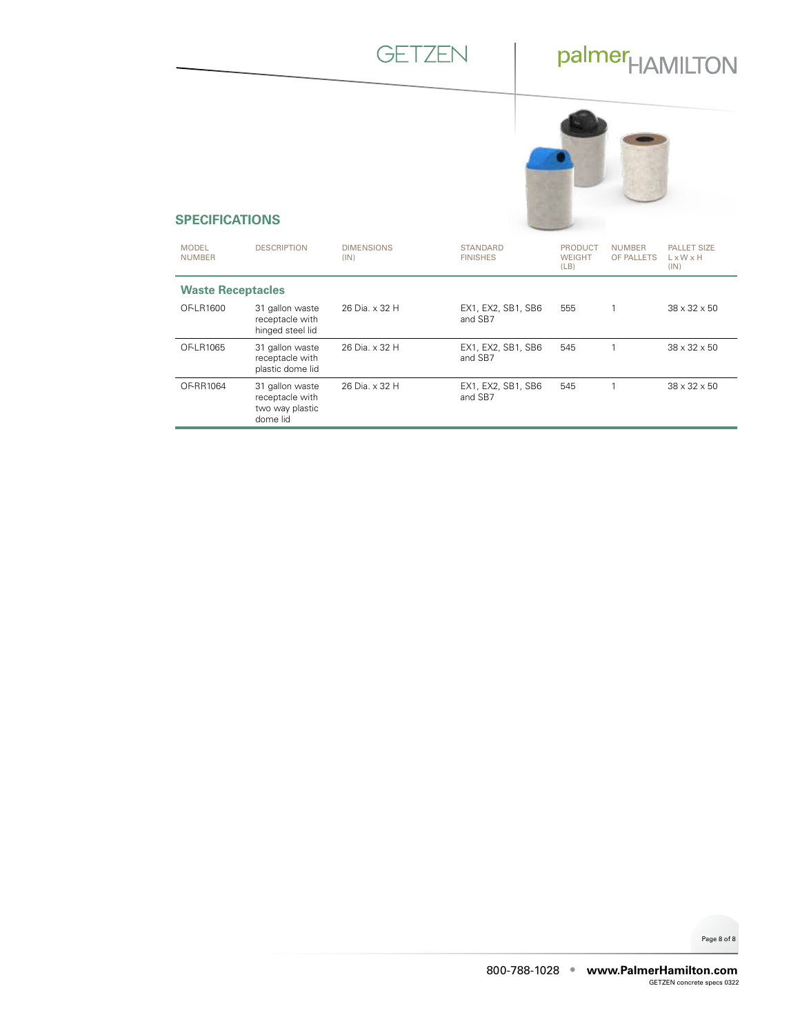GETZEN

palmerHAMILTON

## SPECIFICATIONS

| MODEL NUMBER | DESCRIPTION | DIMENSIONS (IN) | STANDARD FINISHES | PRODUCT WEIGHT (LB) | NUMBER OF PALLETS | PALLET SIZE L x W x H (IN) |
|---|---|---|---|---|---|---|
| **Waste Receptacles** | | | | | | |
| OF-LR1600 | 31 gallon waste receptacle with hinged steel lid | 26 Dia. x 32 H | EX1, EX2, SB1, SB6 and SB7 | 555 | 1 | 38 x 32 x 50 |
| OF-LR1065 | 31 gallon waste receptacle with plastic dome lid | 26 Dia. x 32 H | EX1, EX2, SB1, SB6 and SB7 | 545 | 1 | 38 x 32 x 50 |
| OF-RR1064 | 31 gallon waste receptacle with two way plastic dome lid | 26 Dia. x 32 H | EX1, EX2, SB1, SB6 and SB7 | 545 | 1 | 38 x 32 x 50 |

800-788-1028 • **www.PalmerHamilton.com**

GETZEN concrete specs 0322